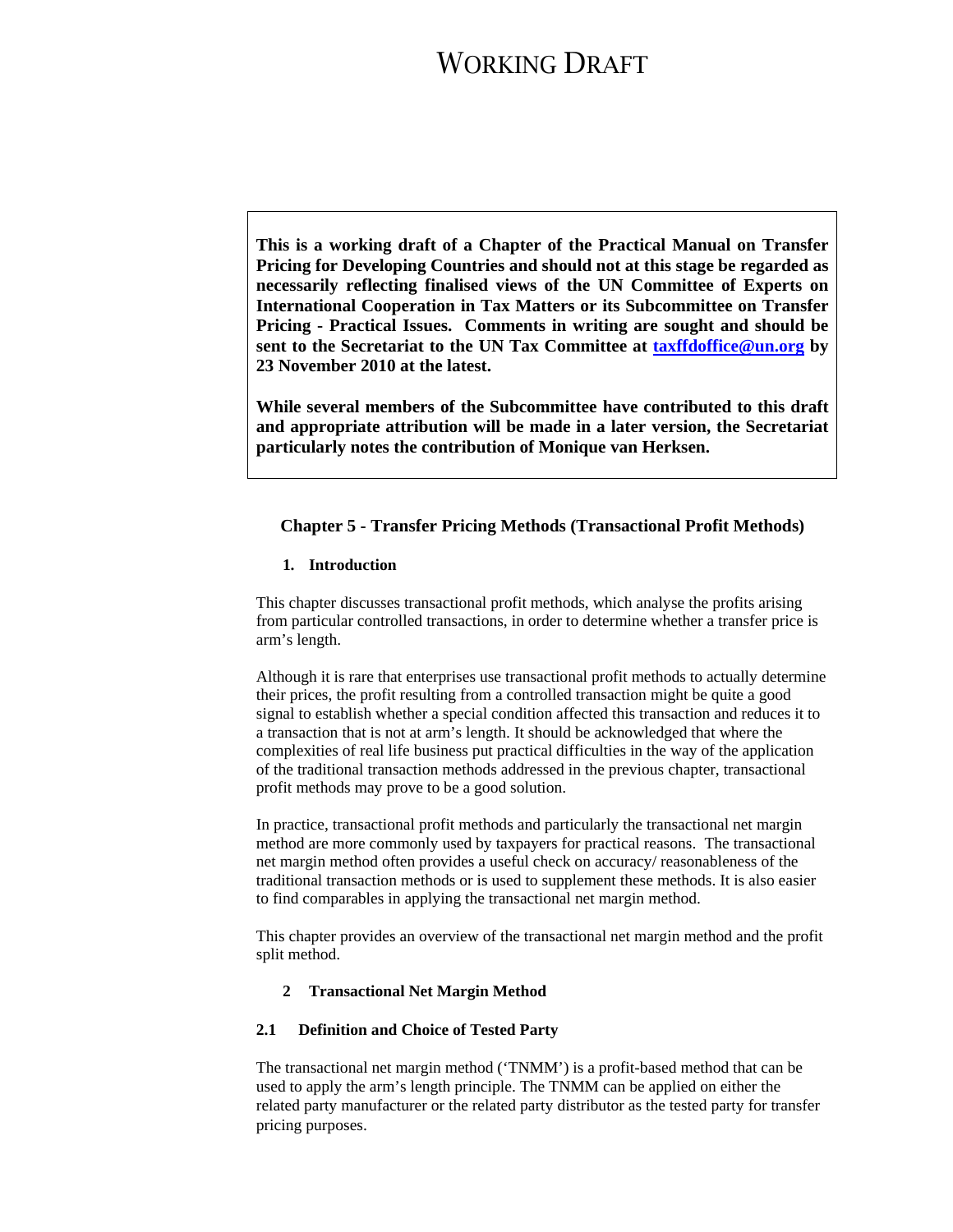# WORKING DRAFT

**This is a working draft of a Chapter of the Practical Manual on Transfer Pricing for Developing Countries and should not at this stage be regarded as necessarily reflecting finalised views of the UN Committee of Experts on International Cooperation in Tax Matters or its Subcommittee on Transfer Pricing - Practical Issues. Comments in writing are sought and should be sent to the Secretariat to the UN Tax Committee at [taxffdoffice@un.org](mailto:taxffdoffice@un.org) by 23 November 2010 at the latest.**

**While several members of the Subcommittee have contributed to this draft and appropriate attribution will be made in a later version, the Secretariat particularly notes the contribution of Monique van Herksen.**

## Chapter 5 - Transfer Pricing Methods (Transactional Profit Methods)

### 1. Introduction

This chapter discusses transactional profit methods, which analyse the profits arising from particular controlled transactions, in order to determine whether a transfer price is arm's length.

Although it is rare that enterprises use transactional profit methods to actually determine their prices, the profit resulting from a controlled transaction might be quite a good signal to establish whether a special condition affected this transaction and reduces it to a transaction that is not at arm's length. It should be acknowledged that where the complexities of real life business put practical difficulties in the way of the application of the traditional transaction methods addressed in the previous chapter, transactional profit methods may prove to be a good solution.

In practice, transactional profit methods and particularly the transactional net margin method are more commonly used by taxpayers for practical reasons. The transactional net margin method often provides a useful check on accuracy/ reasonableness of the traditional transaction methods or is used to supplement these methods. It is also easier to find comparables in applying the transactional net margin method.

This chapter provides an overview of the transactional net margin method and the profit split method.

### 2 Transactional Net Margin Method

#### 2.1 Definition and Choice of Tested Party

The transactional net margin method ('TNMM') is a profit-based method that can be used to apply the arm's length principle. The TNMM can be applied on either the related party manufacturer or the related party distributor as the tested party for transfer pricing purposes.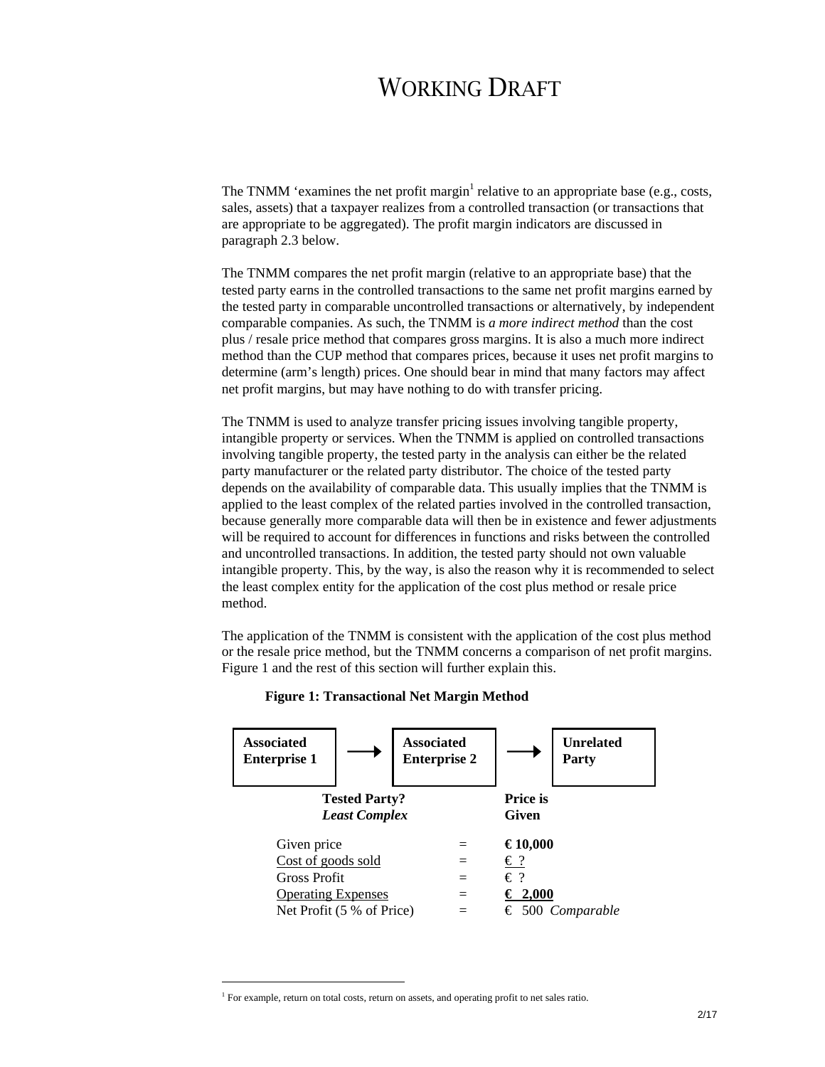# WORKING DRAFT

The TNMM 'examines the net profit margin[1] relative to an appropriate base (e.g., costs, sales, assets) that a taxpayer realizes from a controlled transaction (or transactions that are appropriate to be aggregated). The profit margin indicators are discussed in paragraph 2.3 below.

The TNMM compares the net profit margin (relative to an appropriate base) that the tested party earns in the controlled transactions to the same net profit margins earned by the tested party in comparable uncontrolled transactions or alternatively, by independent comparable companies. As such, the TNMM is *a more indirect method* than the cost plus / resale price method that compares gross margins. It is also a much more indirect method than the CUP method that compares prices, because it uses net profit margins to determine (arm's length) prices. One should bear in mind that many factors may affect net profit margins, but may have nothing to do with transfer pricing.

The TNMM is used to analyze transfer pricing issues involving tangible property, intangible property or services. When the TNMM is applied on controlled transactions involving tangible property, the tested party in the analysis can either be the related party manufacturer or the related party distributor. The choice of the tested party depends on the availability of comparable data. This usually implies that the TNMM is applied to the least complex of the related parties involved in the controlled transaction, because generally more comparable data will then be in existence and fewer adjustments will be required to account for differences in functions and risks between the controlled and uncontrolled transactions. In addition, the tested party should not own valuable intangible property. This, by the way, is also the reason why it is recommended to select the least complex entity for the application of the cost plus method or resale price method.

The application of the TNMM is consistent with the application of the cost plus method or the resale price method, but the TNMM concerns a comparison of net profit margins. Figure 1 and the rest of this section will further explain this.

**Figure 1: Transactional Net Margin Method**

**Associated Enterprise 1** → **Associated Enterprise 2** → **Unrelated Party**

**Tested Party?** ***Least Complex*** | **Price is Given**

| | | |
|---|---|---|
| Given price | = | **€ 10,000** |
| <u>Cost of goods sold</u> | = | <u>€ ?</u> |
| Gross Profit | = | € ? |
| <u>Operating Expenses</u> | = | **<u>€ 2,000</u>** |
| Net Profit (5 % of Price) | = | € 500 *Comparable* |

[1] For example, return on total costs, return on assets, and operating profit to net sales ratio.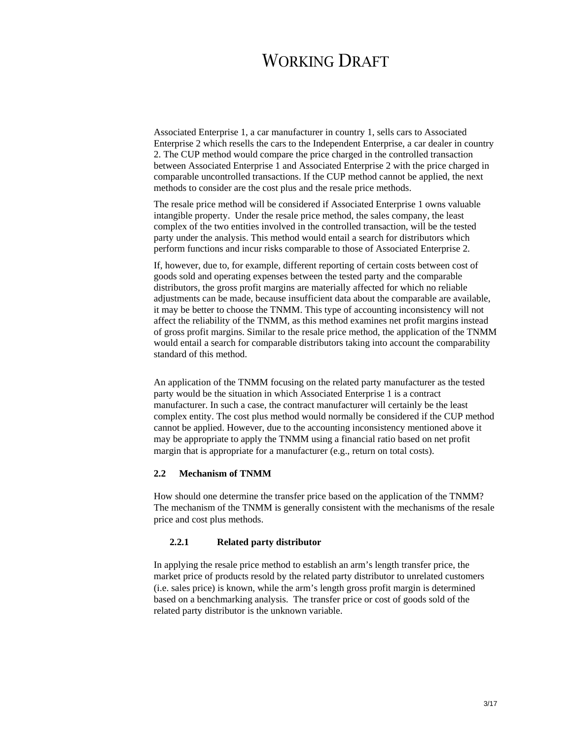Associated Enterprise 1, a car manufacturer in country 1, sells cars to Associated Enterprise 2 which resells the cars to the Independent Enterprise, a car dealer in country 2. The CUP method would compare the price charged in the controlled transaction between Associated Enterprise 1 and Associated Enterprise 2 with the price charged in comparable uncontrolled transactions. If the CUP method cannot be applied, the next methods to consider are the cost plus and the resale price methods.

The resale price method will be considered if Associated Enterprise 1 owns valuable intangible property. Under the resale price method, the sales company, the least complex of the two entities involved in the controlled transaction, will be the tested party under the analysis. This method would entail a search for distributors which perform functions and incur risks comparable to those of Associated Enterprise 2.

If, however, due to, for example, different reporting of certain costs between cost of goods sold and operating expenses between the tested party and the comparable distributors, the gross profit margins are materially affected for which no reliable adjustments can be made, because insufficient data about the comparable are available, it may be better to choose the TNMM. This type of accounting inconsistency will not affect the reliability of the TNMM, as this method examines net profit margins instead of gross profit margins. Similar to the resale price method, the application of the TNMM would entail a search for comparable distributors taking into account the comparability standard of this method.

An application of the TNMM focusing on the related party manufacturer as the tested party would be the situation in which Associated Enterprise 1 is a contract manufacturer. In such a case, the contract manufacturer will certainly be the least complex entity. The cost plus method would normally be considered if the CUP method cannot be applied. However, due to the accounting inconsistency mentioned above it may be appropriate to apply the TNMM using a financial ratio based on net profit margin that is appropriate for a manufacturer (e.g., return on total costs).

## 2.2 Mechanism of TNMM

How should one determine the transfer price based on the application of the TNMM? The mechanism of the TNMM is generally consistent with the mechanisms of the resale price and cost plus methods.

### 2.2.1 Related party distributor

In applying the resale price method to establish an arm's length transfer price, the market price of products resold by the related party distributor to unrelated customers (i.e. sales price) is known, while the arm's length gross profit margin is determined based on a benchmarking analysis. The transfer price or cost of goods sold of the related party distributor is the unknown variable.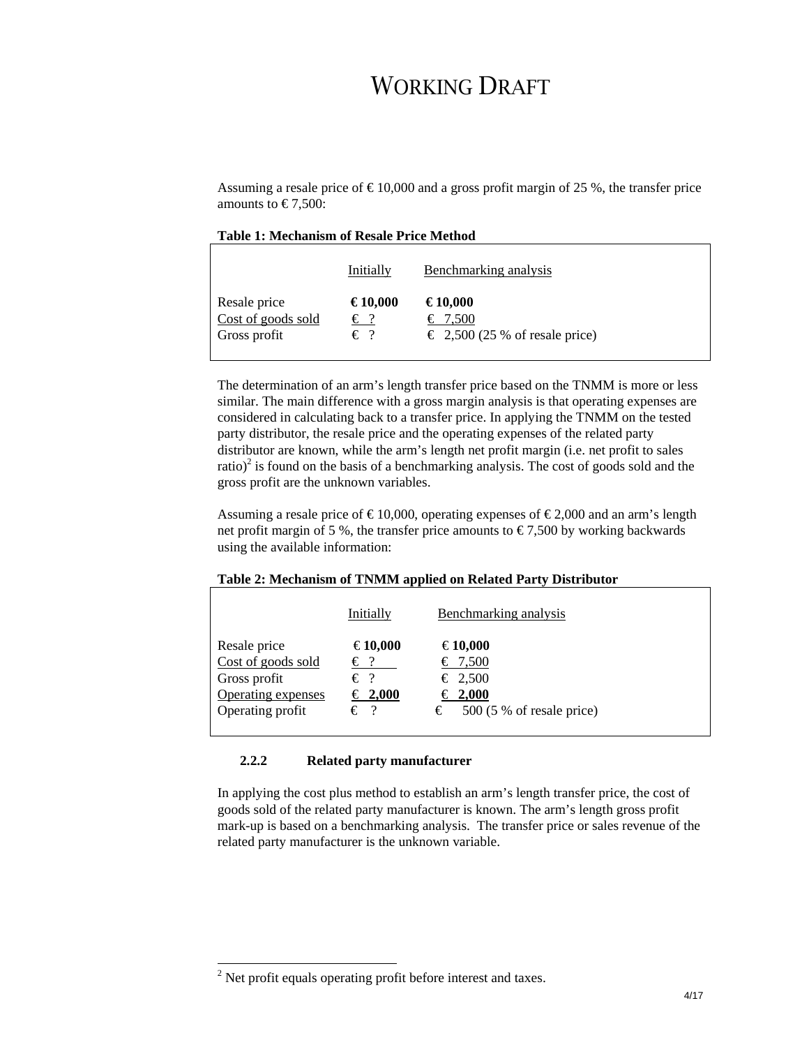# WORKING DRAFT

Assuming a resale price of € 10,000 and a gross profit margin of 25 %, the transfer price amounts to € 7,500:

**Table 1: Mechanism of Resale Price Method**

| | Initially | Benchmarking analysis |
|---|---|---|
| Resale price | **€ 10,000** | **€ 10,000** |
| Cost of goods sold | € ? | € 7,500 |
| Gross profit | € ? | € 2,500 (25 % of resale price) |

The determination of an arm's length transfer price based on the TNMM is more or less similar. The main difference with a gross margin analysis is that operating expenses are considered in calculating back to a transfer price. In applying the TNMM on the tested party distributor, the resale price and the operating expenses of the related party distributor are known, while the arm's length net profit margin (i.e. net profit to sales ratio)[2] is found on the basis of a benchmarking analysis. The cost of goods sold and the gross profit are the unknown variables.

Assuming a resale price of € 10,000, operating expenses of € 2,000 and an arm's length net profit margin of 5 %, the transfer price amounts to € 7,500 by working backwards using the available information:

**Table 2: Mechanism of TNMM applied on Related Party Distributor**

| | Initially | Benchmarking analysis |
|---|---|---|
| Resale price | € **10,000** | € **10,000** |
| Cost of goods sold | € ? | € 7,500 |
| Gross profit | € ? | € 2,500 |
| Operating expenses | € **2,000** | € **2,000** |
| Operating profit | € ? | € 500 (5 % of resale price) |

### 2.2.2 Related party manufacturer

In applying the cost plus method to establish an arm's length transfer price, the cost of goods sold of the related party manufacturer is known. The arm's length gross profit mark-up is based on a benchmarking analysis. The transfer price or sales revenue of the related party manufacturer is the unknown variable.

[2] Net profit equals operating profit before interest and taxes.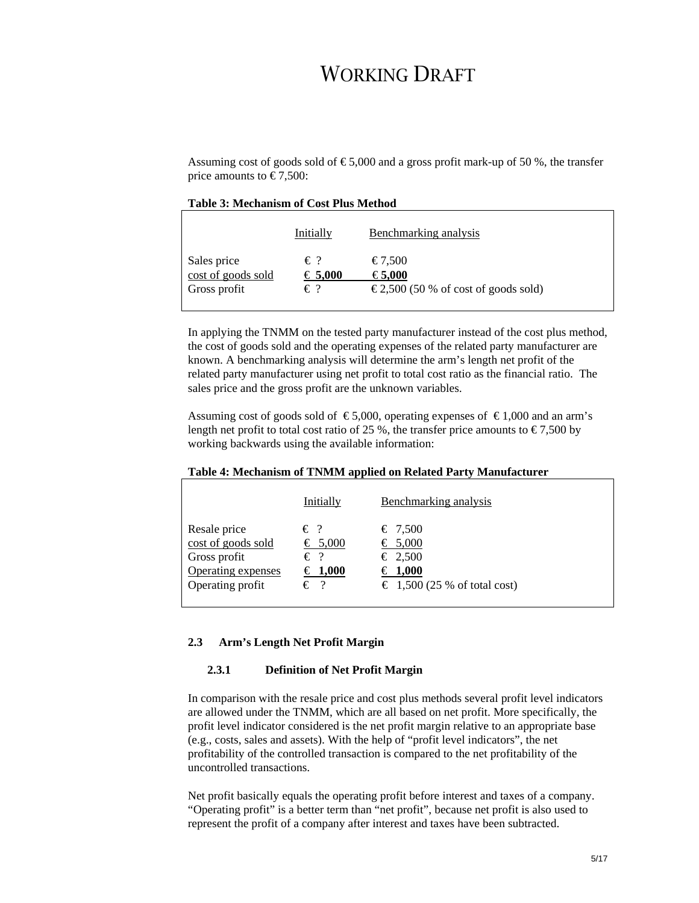Assuming cost of goods sold of € 5,000 and a gross profit mark-up of 50 %, the transfer price amounts to € 7,500:

**Table 3: Mechanism of Cost Plus Method**

| | Initially | Benchmarking analysis |
|---|---|---|
| Sales price | € ? | € 7,500 |
| cost of goods sold | **€ 5,000** | **€ 5,000** |
| Gross profit | € ? | € 2,500 (50 % of cost of goods sold) |

In applying the TNMM on the tested party manufacturer instead of the cost plus method, the cost of goods sold and the operating expenses of the related party manufacturer are known. A benchmarking analysis will determine the arm's length net profit of the related party manufacturer using net profit to total cost ratio as the financial ratio. The sales price and the gross profit are the unknown variables.

Assuming cost of goods sold of € 5,000, operating expenses of € 1,000 and an arm's length net profit to total cost ratio of 25 %, the transfer price amounts to € 7,500 by working backwards using the available information:

**Table 4: Mechanism of TNMM applied on Related Party Manufacturer**

| | Initially | Benchmarking analysis |
|---|---|---|
| Resale price | € ? | € 7,500 |
| cost of goods sold | € 5,000 | € 5,000 |
| Gross profit | € ? | € 2,500 |
| Operating expenses | **€ 1,000** | **€ 1,000** |
| Operating profit | € ? | € 1,500 (25 % of total cost) |

### 2.3 Arm's Length Net Profit Margin

#### 2.3.1 Definition of Net Profit Margin

In comparison with the resale price and cost plus methods several profit level indicators are allowed under the TNMM, which are all based on net profit. More specifically, the profit level indicator considered is the net profit margin relative to an appropriate base (e.g., costs, sales and assets). With the help of "profit level indicators", the net profitability of the controlled transaction is compared to the net profitability of the uncontrolled transactions.

Net profit basically equals the operating profit before interest and taxes of a company. "Operating profit" is a better term than "net profit", because net profit is also used to represent the profit of a company after interest and taxes have been subtracted.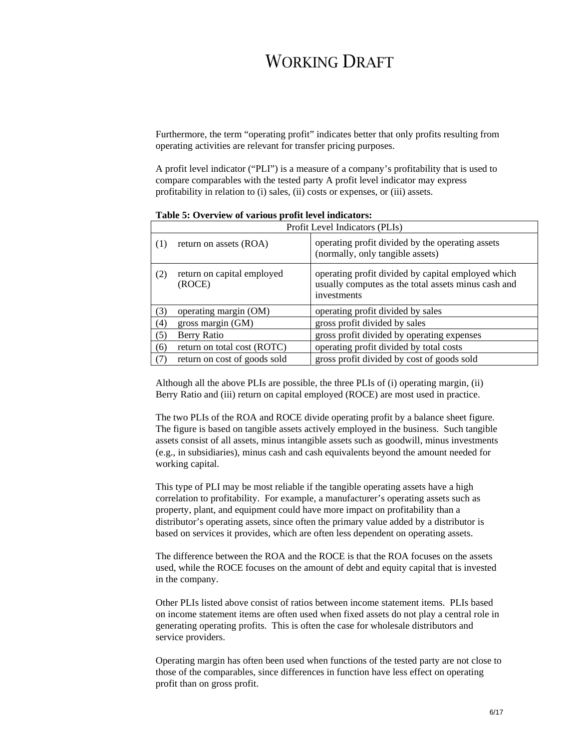# WORKING DRAFT

Furthermore, the term "operating profit" indicates better that only profits resulting from operating activities are relevant for transfer pricing purposes.

A profit level indicator ("PLI") is a measure of a company's profitability that is used to compare comparables with the tested party A profit level indicator may express profitability in relation to (i) sales, (ii) costs or expenses, or (iii) assets.

**Table 5: Overview of various profit level indicators:**

| Profit Level Indicators (PLIs) | |
|---|---|
| (1) return on assets (ROA) | operating profit divided by the operating assets (normally, only tangible assets) |
| (2) return on capital employed (ROCE) | operating profit divided by capital employed which usually computes as the total assets minus cash and investments |
| (3) operating margin (OM) | operating profit divided by sales |
| (4) gross margin (GM) | gross profit divided by sales |
| (5) Berry Ratio | gross profit divided by operating expenses |
| (6) return on total cost (ROTC) | operating profit divided by total costs |
| (7) return on cost of goods sold | gross profit divided by cost of goods sold |

Although all the above PLIs are possible, the three PLIs of (i) operating margin, (ii) Berry Ratio and (iii) return on capital employed (ROCE) are most used in practice.

The two PLIs of the ROA and ROCE divide operating profit by a balance sheet figure. The figure is based on tangible assets actively employed in the business. Such tangible assets consist of all assets, minus intangible assets such as goodwill, minus investments (e.g., in subsidiaries), minus cash and cash equivalents beyond the amount needed for working capital.

This type of PLI may be most reliable if the tangible operating assets have a high correlation to profitability. For example, a manufacturer's operating assets such as property, plant, and equipment could have more impact on profitability than a distributor's operating assets, since often the primary value added by a distributor is based on services it provides, which are often less dependent on operating assets.

The difference between the ROA and the ROCE is that the ROA focuses on the assets used, while the ROCE focuses on the amount of debt and equity capital that is invested in the company.

Other PLIs listed above consist of ratios between income statement items. PLIs based on income statement items are often used when fixed assets do not play a central role in generating operating profits. This is often the case for wholesale distributors and service providers.

Operating margin has often been used when functions of the tested party are not close to those of the comparables, since differences in function have less effect on operating profit than on gross profit.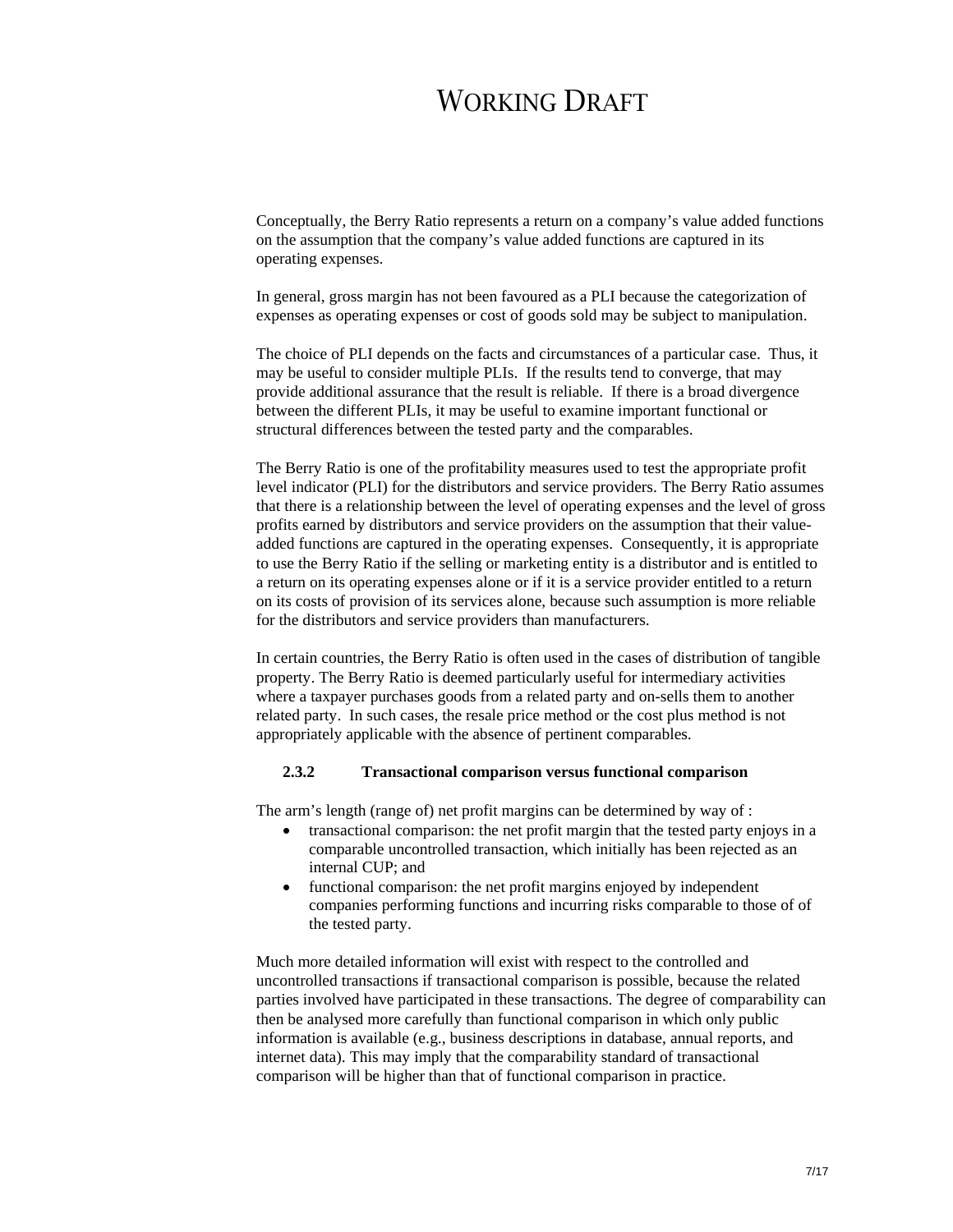Conceptually, the Berry Ratio represents a return on a company's value added functions on the assumption that the company's value added functions are captured in its operating expenses.

In general, gross margin has not been favoured as a PLI because the categorization of expenses as operating expenses or cost of goods sold may be subject to manipulation.

The choice of PLI depends on the facts and circumstances of a particular case. Thus, it may be useful to consider multiple PLIs. If the results tend to converge, that may provide additional assurance that the result is reliable. If there is a broad divergence between the different PLIs, it may be useful to examine important functional or structural differences between the tested party and the comparables.

The Berry Ratio is one of the profitability measures used to test the appropriate profit level indicator (PLI) for the distributors and service providers. The Berry Ratio assumes that there is a relationship between the level of operating expenses and the level of gross profits earned by distributors and service providers on the assumption that their value-added functions are captured in the operating expenses. Consequently, it is appropriate to use the Berry Ratio if the selling or marketing entity is a distributor and is entitled to a return on its operating expenses alone or if it is a service provider entitled to a return on its costs of provision of its services alone, because such assumption is more reliable for the distributors and service providers than manufacturers.

In certain countries, the Berry Ratio is often used in the cases of distribution of tangible property. The Berry Ratio is deemed particularly useful for intermediary activities where a taxpayer purchases goods from a related party and on-sells them to another related party. In such cases, the resale price method or the cost plus method is not appropriately applicable with the absence of pertinent comparables.

### 2.3.2 Transactional comparison versus functional comparison

The arm's length (range of) net profit margins can be determined by way of :

- transactional comparison: the net profit margin that the tested party enjoys in a comparable uncontrolled transaction, which initially has been rejected as an internal CUP; and
- functional comparison: the net profit margins enjoyed by independent companies performing functions and incurring risks comparable to those of of the tested party.

Much more detailed information will exist with respect to the controlled and uncontrolled transactions if transactional comparison is possible, because the related parties involved have participated in these transactions. The degree of comparability can then be analysed more carefully than functional comparison in which only public information is available (e.g., business descriptions in database, annual reports, and internet data). This may imply that the comparability standard of transactional comparison will be higher than that of functional comparison in practice.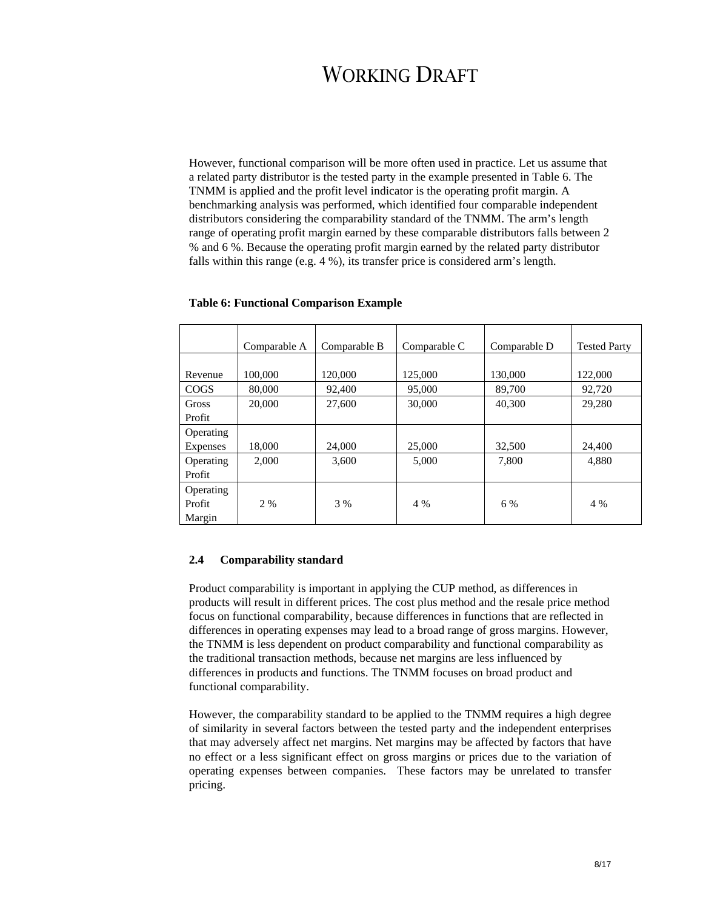However, functional comparison will be more often used in practice. Let us assume that a related party distributor is the tested party in the example presented in Table 6. The TNMM is applied and the profit level indicator is the operating profit margin. A benchmarking analysis was performed, which identified four comparable independent distributors considering the comparability standard of the TNMM. The arm's length range of operating profit margin earned by these comparable distributors falls between 2 % and 6 %. Because the operating profit margin earned by the related party distributor falls within this range (e.g. 4 %), its transfer price is considered arm's length.

**Table 6: Functional Comparison Example**

| | Comparable A | Comparable B | Comparable C | Comparable D | Tested Party |
|---|---|---|---|---|---|
| Revenue | 100,000 | 120,000 | 125,000 | 130,000 | 122,000 |
| COGS | 80,000 | 92,400 | 95,000 | 89,700 | 92,720 |
| Gross Profit | 20,000 | 27,600 | 30,000 | 40,300 | 29,280 |
| Operating Expenses | 18,000 | 24,000 | 25,000 | 32,500 | 24,400 |
| Operating Profit | 2,000 | 3,600 | 5,000 | 7,800 | 4,880 |
| Operating Profit Margin | 2 % | 3 % | 4 % | 6 % | 4 % |

### 2.4 Comparability standard

Product comparability is important in applying the CUP method, as differences in products will result in different prices. The cost plus method and the resale price method focus on functional comparability, because differences in functions that are reflected in differences in operating expenses may lead to a broad range of gross margins. However, the TNMM is less dependent on product comparability and functional comparability as the traditional transaction methods, because net margins are less influenced by differences in products and functions. The TNMM focuses on broad product and functional comparability.

However, the comparability standard to be applied to the TNMM requires a high degree of similarity in several factors between the tested party and the independent enterprises that may adversely affect net margins. Net margins may be affected by factors that have no effect or a less significant effect on gross margins or prices due to the variation of operating expenses between companies. These factors may be unrelated to transfer pricing.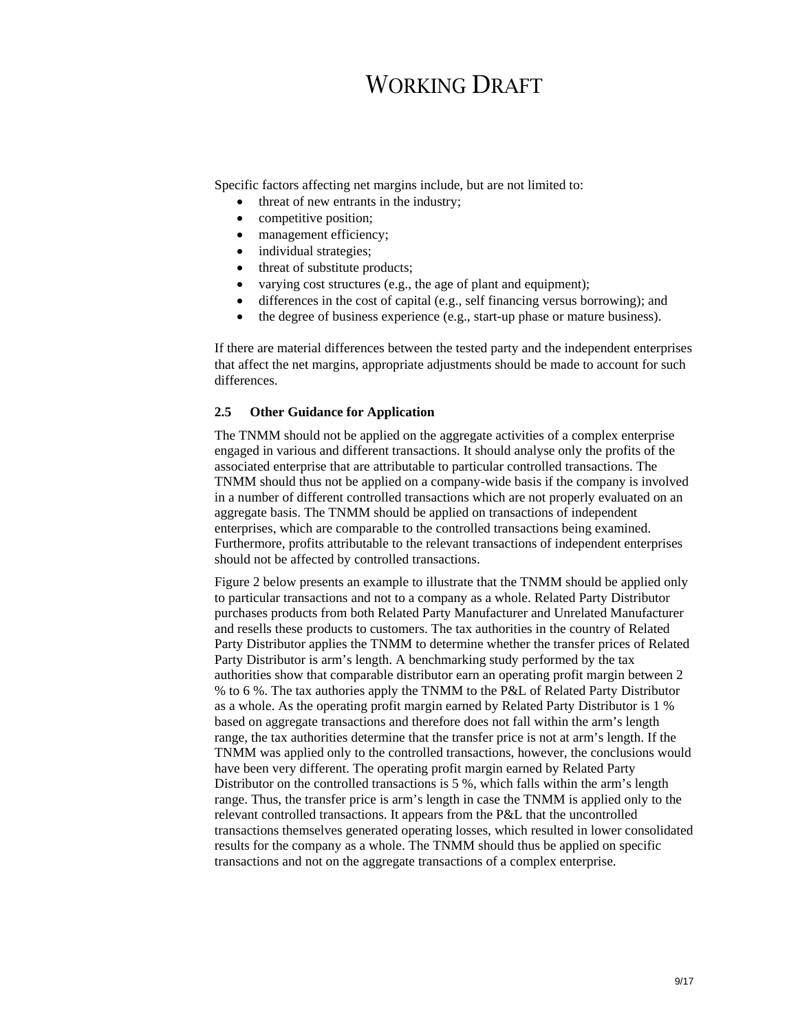Specific factors affecting net margins include, but are not limited to:

- threat of new entrants in the industry;
- competitive position;
- management efficiency;
- individual strategies;
- threat of substitute products;
- varying cost structures (e.g., the age of plant and equipment);
- differences in the cost of capital (e.g., self financing versus borrowing); and
- the degree of business experience (e.g., start-up phase or mature business).

If there are material differences between the tested party and the independent enterprises that affect the net margins, appropriate adjustments should be made to account for such differences.

### 2.5 Other Guidance for Application

The TNMM should not be applied on the aggregate activities of a complex enterprise engaged in various and different transactions. It should analyse only the profits of the associated enterprise that are attributable to particular controlled transactions. The TNMM should thus not be applied on a company-wide basis if the company is involved in a number of different controlled transactions which are not properly evaluated on an aggregate basis. The TNMM should be applied on transactions of independent enterprises, which are comparable to the controlled transactions being examined. Furthermore, profits attributable to the relevant transactions of independent enterprises should not be affected by controlled transactions.

Figure 2 below presents an example to illustrate that the TNMM should be applied only to particular transactions and not to a company as a whole. Related Party Distributor purchases products from both Related Party Manufacturer and Unrelated Manufacturer and resells these products to customers. The tax authorities in the country of Related Party Distributor applies the TNMM to determine whether the transfer prices of Related Party Distributor is arm's length. A benchmarking study performed by the tax authorities show that comparable distributor earn an operating profit margin between 2 % to 6 %. The tax authories apply the TNMM to the P&L of Related Party Distributor as a whole. As the operating profit margin earned by Related Party Distributor is 1 % based on aggregate transactions and therefore does not fall within the arm's length range, the tax authorities determine that the transfer price is not at arm's length. If the TNMM was applied only to the controlled transactions, however, the conclusions would have been very different. The operating profit margin earned by Related Party Distributor on the controlled transactions is 5 %, which falls within the arm's length range. Thus, the transfer price is arm's length in case the TNMM is applied only to the relevant controlled transactions. It appears from the P&L that the uncontrolled transactions themselves generated operating losses, which resulted in lower consolidated results for the company as a whole. The TNMM should thus be applied on specific transactions and not on the aggregate transactions of a complex enterprise.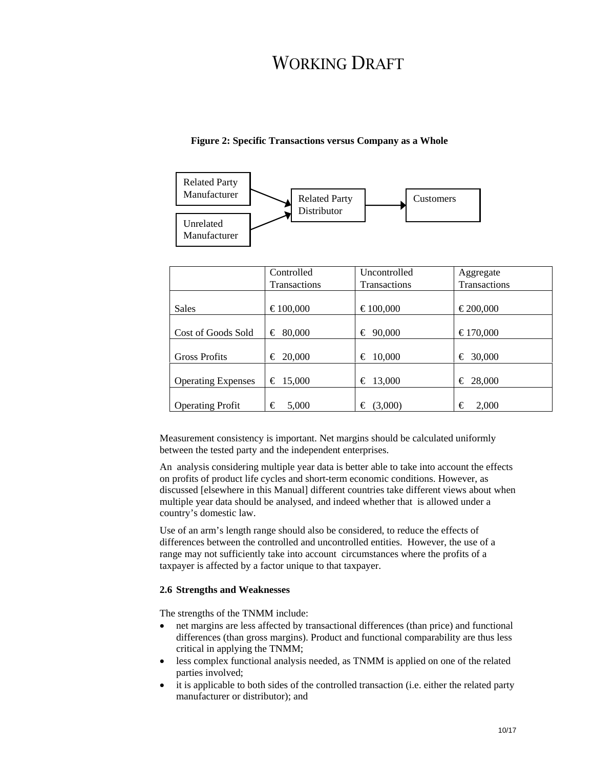# WORKING DRAFT

**Figure 2: Specific Transactions versus Company as a Whole**

Related Party Manufacturer → Related Party Distributor
Unrelated Manufacturer → Related Party Distributor
Related Party Distributor → Customers

| | Controlled Transactions | Uncontrolled Transactions | Aggregate Transactions |
|---|---|---|---|
| Sales | € 100,000 | € 100,000 | € 200,000 |
| Cost of Goods Sold | € 80,000 | € 90,000 | € 170,000 |
| Gross Profits | € 20,000 | € 10,000 | € 30,000 |
| Operating Expenses | € 15,000 | € 13,000 | € 28,000 |
| Operating Profit | € 5,000 | € (3,000) | € 2,000 |

Measurement consistency is important. Net margins should be calculated uniformly between the tested party and the independent enterprises.

An analysis considering multiple year data is better able to take into account the effects on profits of product life cycles and short-term economic conditions. However, as discussed [elsewhere in this Manual] different countries take different views about when multiple year data should be analysed, and indeed whether that is allowed under a country's domestic law.

Use of an arm's length range should also be considered, to reduce the effects of differences between the controlled and uncontrolled entities. However, the use of a range may not sufficiently take into account circumstances where the profits of a taxpayer is affected by a factor unique to that taxpayer.

### 2.6 Strengths and Weaknesses

The strengths of the TNMM include:

- net margins are less affected by transactional differences (than price) and functional differences (than gross margins). Product and functional comparability are thus less critical in applying the TNMM;
- less complex functional analysis needed, as TNMM is applied on one of the related parties involved;
- it is applicable to both sides of the controlled transaction (i.e. either the related party manufacturer or distributor); and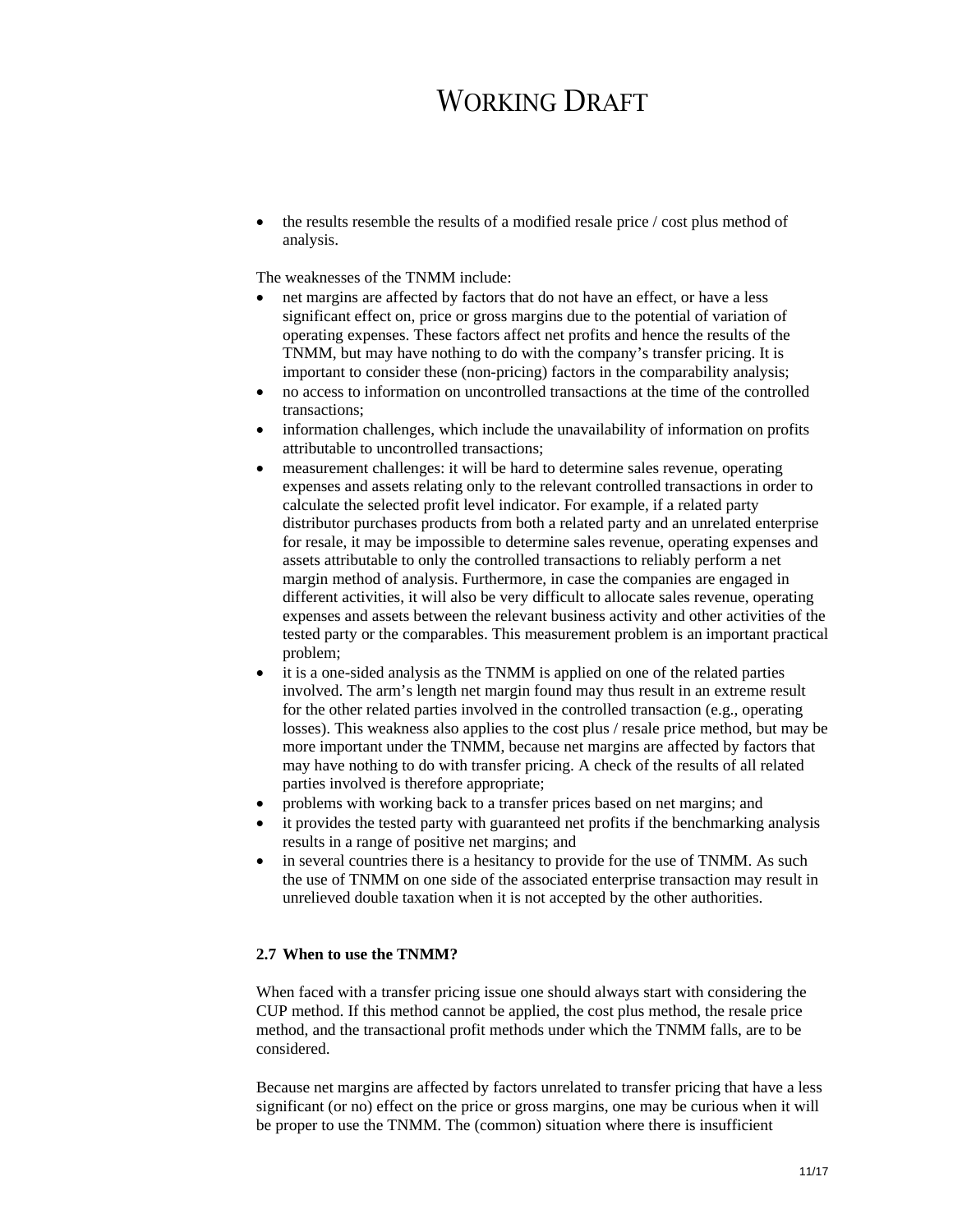- the results resemble the results of a modified resale price / cost plus method of analysis.

The weaknesses of the TNMM include:

- net margins are affected by factors that do not have an effect, or have a less significant effect on, price or gross margins due to the potential of variation of operating expenses. These factors affect net profits and hence the results of the TNMM, but may have nothing to do with the company's transfer pricing. It is important to consider these (non-pricing) factors in the comparability analysis;
- no access to information on uncontrolled transactions at the time of the controlled transactions;
- information challenges, which include the unavailability of information on profits attributable to uncontrolled transactions;
- measurement challenges: it will be hard to determine sales revenue, operating expenses and assets relating only to the relevant controlled transactions in order to calculate the selected profit level indicator. For example, if a related party distributor purchases products from both a related party and an unrelated enterprise for resale, it may be impossible to determine sales revenue, operating expenses and assets attributable to only the controlled transactions to reliably perform a net margin method of analysis. Furthermore, in case the companies are engaged in different activities, it will also be very difficult to allocate sales revenue, operating expenses and assets between the relevant business activity and other activities of the tested party or the comparables. This measurement problem is an important practical problem;
- it is a one-sided analysis as the TNMM is applied on one of the related parties involved. The arm's length net margin found may thus result in an extreme result for the other related parties involved in the controlled transaction (e.g., operating losses). This weakness also applies to the cost plus / resale price method, but may be more important under the TNMM, because net margins are affected by factors that may have nothing to do with transfer pricing. A check of the results of all related parties involved is therefore appropriate;
- problems with working back to a transfer prices based on net margins; and
- it provides the tested party with guaranteed net profits if the benchmarking analysis results in a range of positive net margins; and
- in several countries there is a hesitancy to provide for the use of TNMM. As such the use of TNMM on one side of the associated enterprise transaction may result in unrelieved double taxation when it is not accepted by the other authorities.

### 2.7 When to use the TNMM?

When faced with a transfer pricing issue one should always start with considering the CUP method. If this method cannot be applied, the cost plus method, the resale price method, and the transactional profit methods under which the TNMM falls, are to be considered.

Because net margins are affected by factors unrelated to transfer pricing that have a less significant (or no) effect on the price or gross margins, one may be curious when it will be proper to use the TNMM. The (common) situation where there is insufficient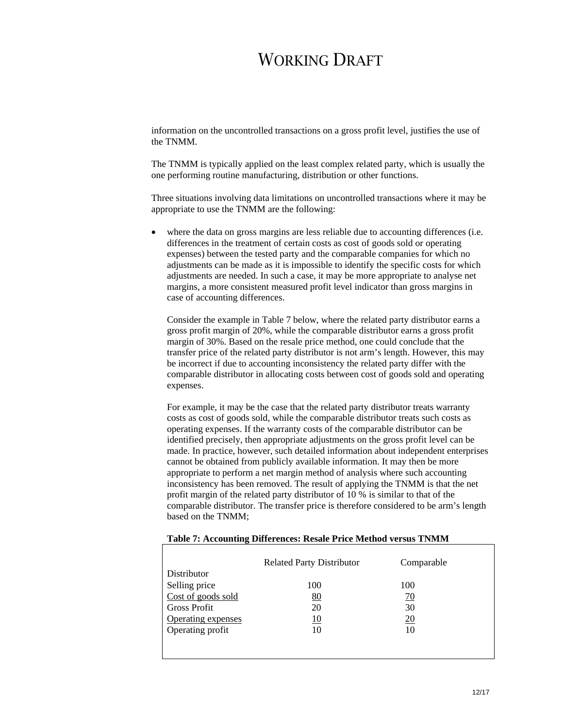information on the uncontrolled transactions on a gross profit level, justifies the use of the TNMM.

The TNMM is typically applied on the least complex related party, which is usually the one performing routine manufacturing, distribution or other functions.

Three situations involving data limitations on uncontrolled transactions where it may be appropriate to use the TNMM are the following:

- where the data on gross margins are less reliable due to accounting differences (i.e. differences in the treatment of certain costs as cost of goods sold or operating expenses) between the tested party and the comparable companies for which no adjustments can be made as it is impossible to identify the specific costs for which adjustments are needed. In such a case, it may be more appropriate to analyse net margins, a more consistent measured profit level indicator than gross margins in case of accounting differences.

  Consider the example in Table 7 below, where the related party distributor earns a gross profit margin of 20%, while the comparable distributor earns a gross profit margin of 30%. Based on the resale price method, one could conclude that the transfer price of the related party distributor is not arm's length. However, this may be incorrect if due to accounting inconsistency the related party differ with the comparable distributor in allocating costs between cost of goods sold and operating expenses.

  For example, it may be the case that the related party distributor treats warranty costs as cost of goods sold, while the comparable distributor treats such costs as operating expenses. If the warranty costs of the comparable distributor can be identified precisely, then appropriate adjustments on the gross profit level can be made. In practice, however, such detailed information about independent enterprises cannot be obtained from publicly available information. It may then be more appropriate to perform a net margin method of analysis where such accounting inconsistency has been removed. The result of applying the TNMM is that the net profit margin of the related party distributor of 10 % is similar to that of the comparable distributor. The transfer price is therefore considered to be arm's length based on the TNMM;

**Table 7: Accounting Differences: Resale Price Method versus TNMM**

| | Related Party Distributor | Comparable Distributor |
|---|---|---|
| Selling price | 100 | 100 |
| Cost of goods sold | 80 | 70 |
| Gross Profit | 20 | 30 |
| Operating expenses | 10 | 20 |
| Operating profit | 10 | 10 |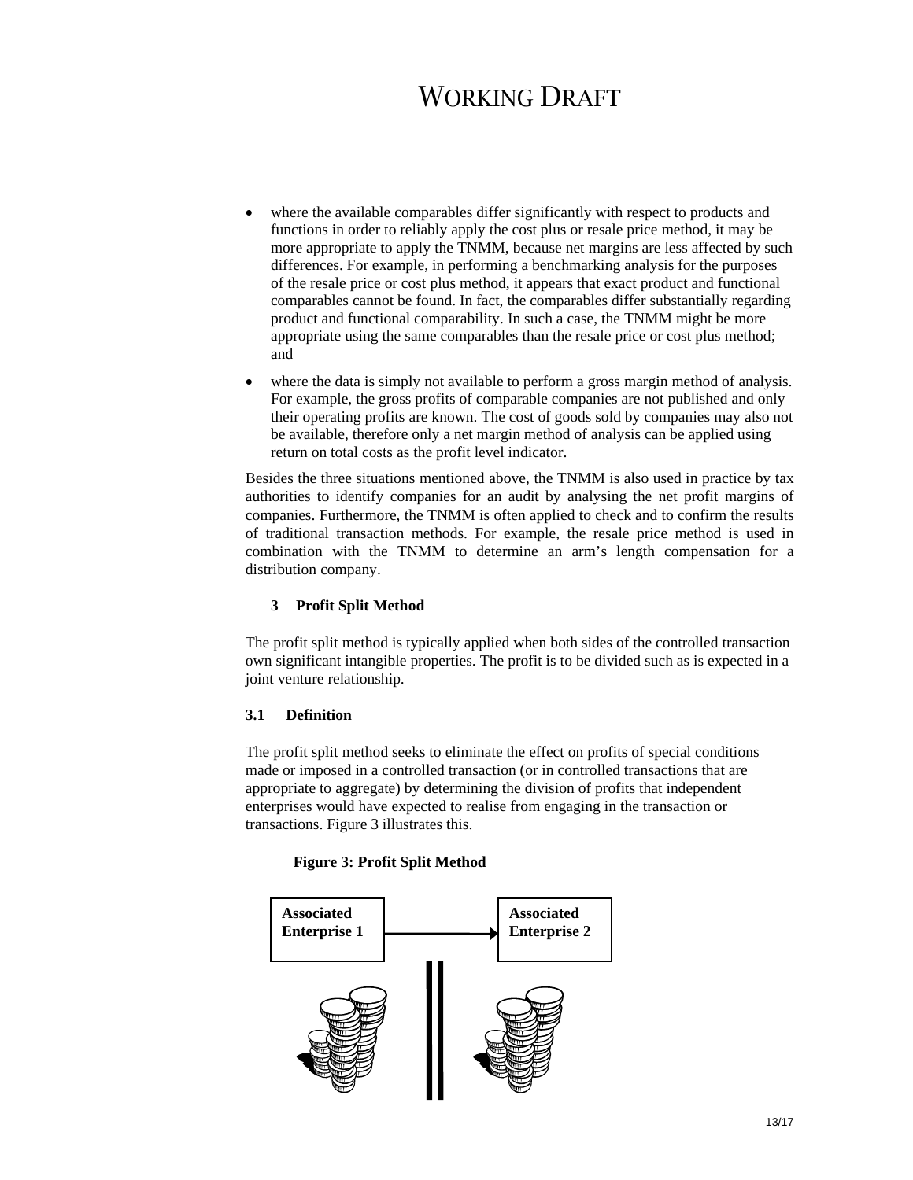- where the available comparables differ significantly with respect to products and functions in order to reliably apply the cost plus or resale price method, it may be more appropriate to apply the TNMM, because net margins are less affected by such differences. For example, in performing a benchmarking analysis for the purposes of the resale price or cost plus method, it appears that exact product and functional comparables cannot be found. In fact, the comparables differ substantially regarding product and functional comparability. In such a case, the TNMM might be more appropriate using the same comparables than the resale price or cost plus method; and
- where the data is simply not available to perform a gross margin method of analysis. For example, the gross profits of comparable companies are not published and only their operating profits are known. The cost of goods sold by companies may also not be available, therefore only a net margin method of analysis can be applied using return on total costs as the profit level indicator.

Besides the three situations mentioned above, the TNMM is also used in practice by tax authorities to identify companies for an audit by analysing the net profit margins of companies. Furthermore, the TNMM is often applied to check and to confirm the results of traditional transaction methods. For example, the resale price method is used in combination with the TNMM to determine an arm's length compensation for a distribution company.

## 3 Profit Split Method

The profit split method is typically applied when both sides of the controlled transaction own significant intangible properties. The profit is to be divided such as is expected in a joint venture relationship.

### 3.1 Definition

The profit split method seeks to eliminate the effect on profits of special conditions made or imposed in a controlled transaction (or in controlled transactions that are appropriate to aggregate) by determining the division of profits that independent enterprises would have expected to realise from engaging in the transaction or transactions. Figure 3 illustrates this.

**Figure 3: Profit Split Method**

Associated Enterprise 1 → Associated Enterprise 2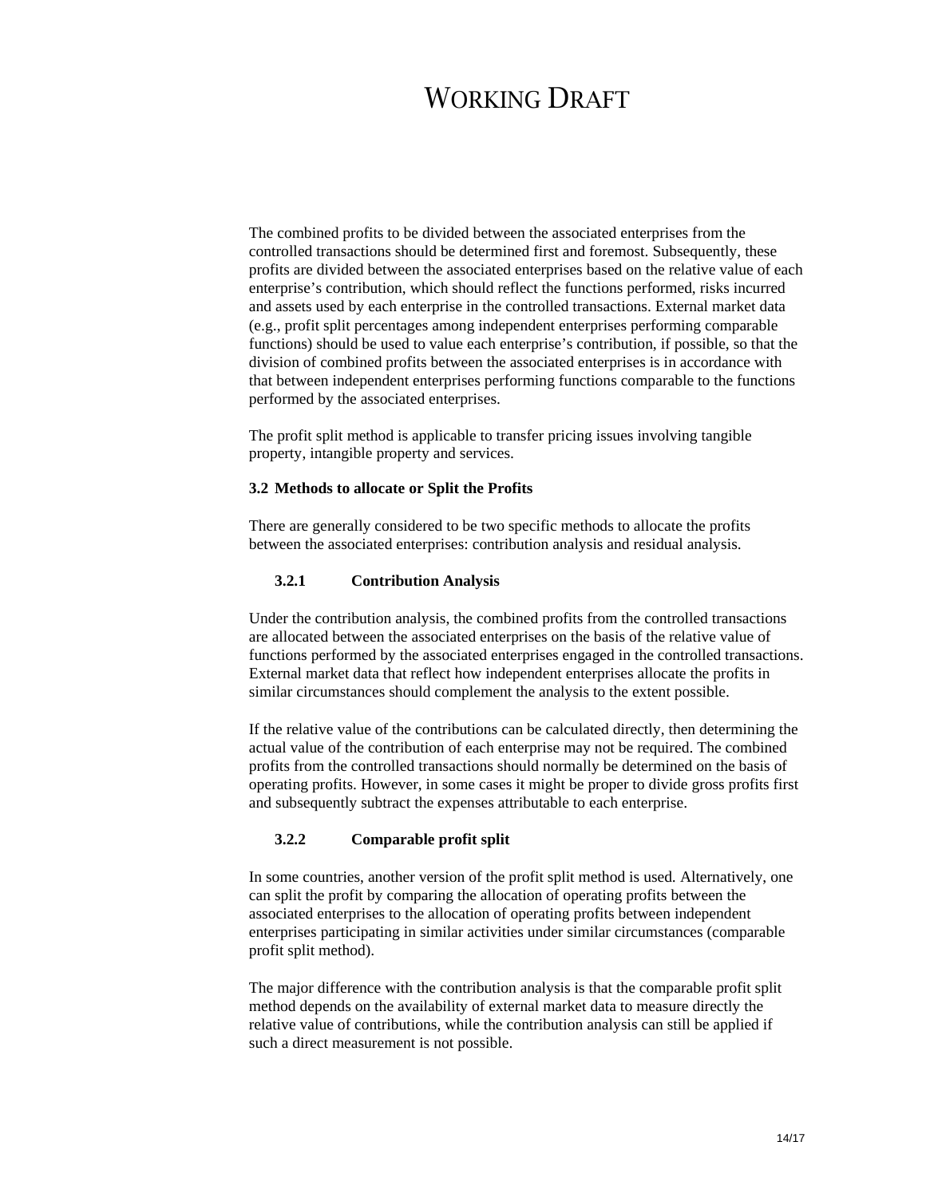The combined profits to be divided between the associated enterprises from the controlled transactions should be determined first and foremost. Subsequently, these profits are divided between the associated enterprises based on the relative value of each enterprise's contribution, which should reflect the functions performed, risks incurred and assets used by each enterprise in the controlled transactions. External market data (e.g., profit split percentages among independent enterprises performing comparable functions) should be used to value each enterprise's contribution, if possible, so that the division of combined profits between the associated enterprises is in accordance with that between independent enterprises performing functions comparable to the functions performed by the associated enterprises.

The profit split method is applicable to transfer pricing issues involving tangible property, intangible property and services.

### 3.2 Methods to allocate or Split the Profits

There are generally considered to be two specific methods to allocate the profits between the associated enterprises: contribution analysis and residual analysis.

#### 3.2.1 Contribution Analysis

Under the contribution analysis, the combined profits from the controlled transactions are allocated between the associated enterprises on the basis of the relative value of functions performed by the associated enterprises engaged in the controlled transactions. External market data that reflect how independent enterprises allocate the profits in similar circumstances should complement the analysis to the extent possible.

If the relative value of the contributions can be calculated directly, then determining the actual value of the contribution of each enterprise may not be required. The combined profits from the controlled transactions should normally be determined on the basis of operating profits. However, in some cases it might be proper to divide gross profits first and subsequently subtract the expenses attributable to each enterprise.

#### 3.2.2 Comparable profit split

In some countries, another version of the profit split method is used. Alternatively, one can split the profit by comparing the allocation of operating profits between the associated enterprises to the allocation of operating profits between independent enterprises participating in similar activities under similar circumstances (comparable profit split method).

The major difference with the contribution analysis is that the comparable profit split method depends on the availability of external market data to measure directly the relative value of contributions, while the contribution analysis can still be applied if such a direct measurement is not possible.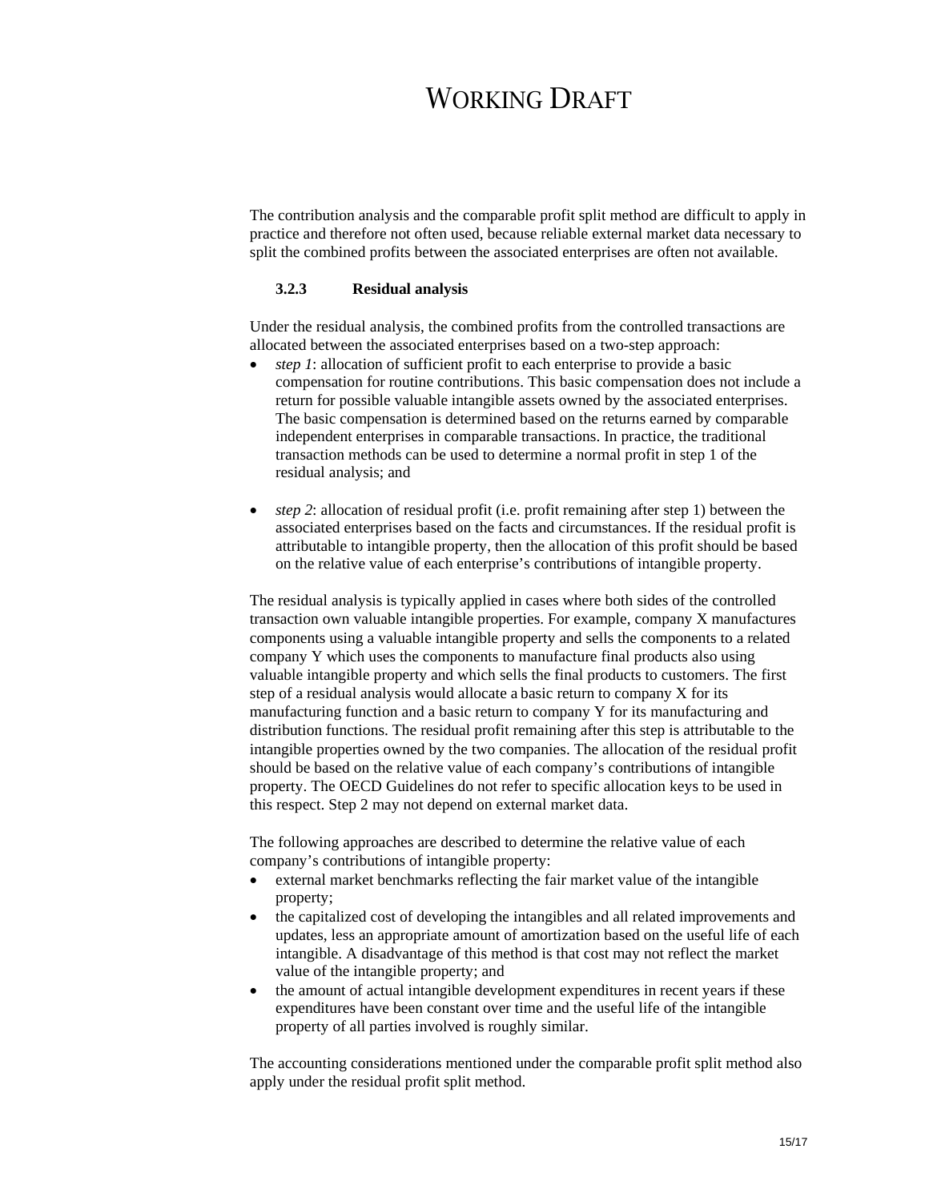The contribution analysis and the comparable profit split method are difficult to apply in practice and therefore not often used, because reliable external market data necessary to split the combined profits between the associated enterprises are often not available.

### 3.2.3 Residual analysis

Under the residual analysis, the combined profits from the controlled transactions are allocated between the associated enterprises based on a two-step approach:

- *step 1*: allocation of sufficient profit to each enterprise to provide a basic compensation for routine contributions. This basic compensation does not include a return for possible valuable intangible assets owned by the associated enterprises. The basic compensation is determined based on the returns earned by comparable independent enterprises in comparable transactions. In practice, the traditional transaction methods can be used to determine a normal profit in step 1 of the residual analysis; and

- *step 2*: allocation of residual profit (i.e. profit remaining after step 1) between the associated enterprises based on the facts and circumstances. If the residual profit is attributable to intangible property, then the allocation of this profit should be based on the relative value of each enterprise's contributions of intangible property.

The residual analysis is typically applied in cases where both sides of the controlled transaction own valuable intangible properties. For example, company X manufactures components using a valuable intangible property and sells the components to a related company Y which uses the components to manufacture final products also using valuable intangible property and which sells the final products to customers. The first step of a residual analysis would allocate a basic return to company X for its manufacturing function and a basic return to company Y for its manufacturing and distribution functions. The residual profit remaining after this step is attributable to the intangible properties owned by the two companies. The allocation of the residual profit should be based on the relative value of each company's contributions of intangible property. The OECD Guidelines do not refer to specific allocation keys to be used in this respect. Step 2 may not depend on external market data.

The following approaches are described to determine the relative value of each company's contributions of intangible property:

- external market benchmarks reflecting the fair market value of the intangible property;
- the capitalized cost of developing the intangibles and all related improvements and updates, less an appropriate amount of amortization based on the useful life of each intangible. A disadvantage of this method is that cost may not reflect the market value of the intangible property; and
- the amount of actual intangible development expenditures in recent years if these expenditures have been constant over time and the useful life of the intangible property of all parties involved is roughly similar.

The accounting considerations mentioned under the comparable profit split method also apply under the residual profit split method.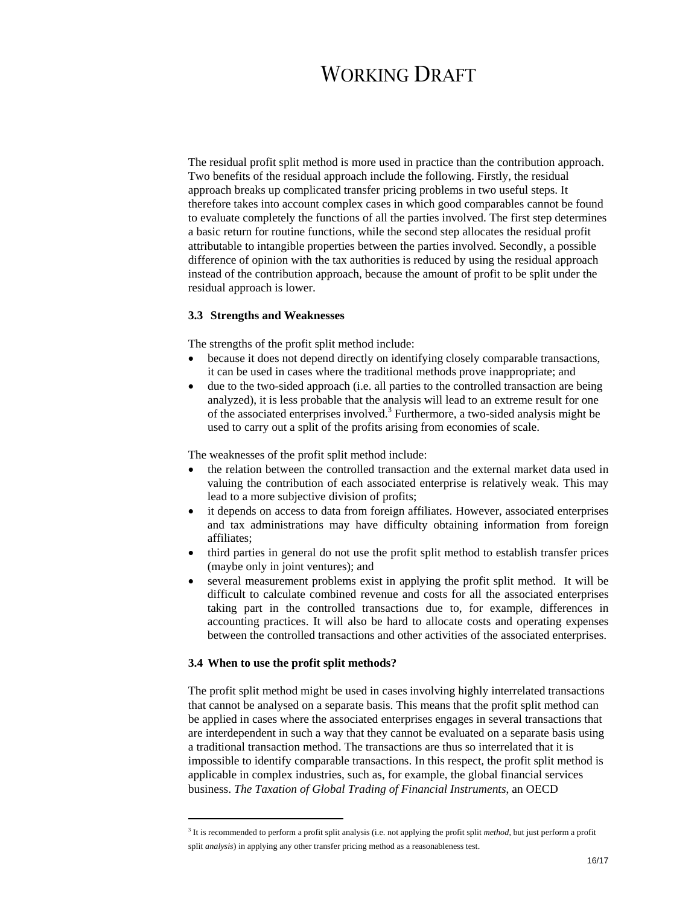The residual profit split method is more used in practice than the contribution approach. Two benefits of the residual approach include the following. Firstly, the residual approach breaks up complicated transfer pricing problems in two useful steps. It therefore takes into account complex cases in which good comparables cannot be found to evaluate completely the functions of all the parties involved. The first step determines a basic return for routine functions, while the second step allocates the residual profit attributable to intangible properties between the parties involved. Secondly, a possible difference of opinion with the tax authorities is reduced by using the residual approach instead of the contribution approach, because the amount of profit to be split under the residual approach is lower.

### 3.3 Strengths and Weaknesses

The strengths of the profit split method include:

- because it does not depend directly on identifying closely comparable transactions, it can be used in cases where the traditional methods prove inappropriate; and
- due to the two-sided approach (i.e. all parties to the controlled transaction are being analyzed), it is less probable that the analysis will lead to an extreme result for one of the associated enterprises involved.[3] Furthermore, a two-sided analysis might be used to carry out a split of the profits arising from economies of scale.

The weaknesses of the profit split method include:

- the relation between the controlled transaction and the external market data used in valuing the contribution of each associated enterprise is relatively weak. This may lead to a more subjective division of profits;
- it depends on access to data from foreign affiliates. However, associated enterprises and tax administrations may have difficulty obtaining information from foreign affiliates;
- third parties in general do not use the profit split method to establish transfer prices (maybe only in joint ventures); and
- several measurement problems exist in applying the profit split method. It will be difficult to calculate combined revenue and costs for all the associated enterprises taking part in the controlled transactions due to, for example, differences in accounting practices. It will also be hard to allocate costs and operating expenses between the controlled transactions and other activities of the associated enterprises.

### 3.4 When to use the profit split methods?

The profit split method might be used in cases involving highly interrelated transactions that cannot be analysed on a separate basis. This means that the profit split method can be applied in cases where the associated enterprises engages in several transactions that are interdependent in such a way that they cannot be evaluated on a separate basis using a traditional transaction method. The transactions are thus so interrelated that it is impossible to identify comparable transactions. In this respect, the profit split method is applicable in complex industries, such as, for example, the global financial services business. *The Taxation of Global Trading of Financial Instruments*, an OECD

[3] It is recommended to perform a profit split analysis (i.e. not applying the profit split *method*, but just perform a profit split *analysis*) in applying any other transfer pricing method as a reasonableness test.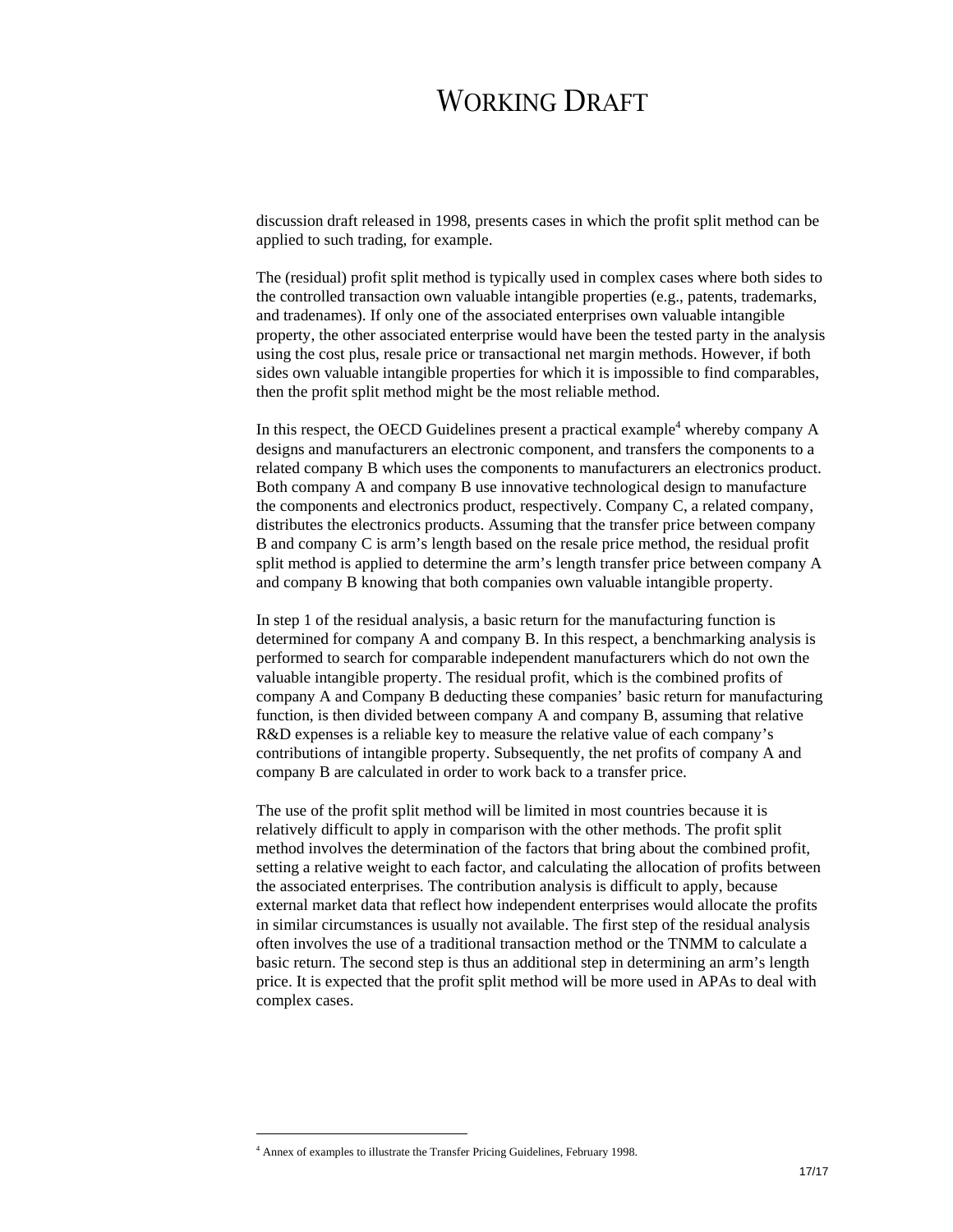discussion draft released in 1998, presents cases in which the profit split method can be applied to such trading, for example.

The (residual) profit split method is typically used in complex cases where both sides to the controlled transaction own valuable intangible properties (e.g., patents, trademarks, and tradenames). If only one of the associated enterprises own valuable intangible property, the other associated enterprise would have been the tested party in the analysis using the cost plus, resale price or transactional net margin methods. However, if both sides own valuable intangible properties for which it is impossible to find comparables, then the profit split method might be the most reliable method.

In this respect, the OECD Guidelines present a practical example[4] whereby company A designs and manufacturers an electronic component, and transfers the components to a related company B which uses the components to manufacturers an electronics product. Both company A and company B use innovative technological design to manufacture the components and electronics product, respectively. Company C, a related company, distributes the electronics products. Assuming that the transfer price between company B and company C is arm's length based on the resale price method, the residual profit split method is applied to determine the arm's length transfer price between company A and company B knowing that both companies own valuable intangible property.

In step 1 of the residual analysis, a basic return for the manufacturing function is determined for company A and company B. In this respect, a benchmarking analysis is performed to search for comparable independent manufacturers which do not own the valuable intangible property. The residual profit, which is the combined profits of company A and Company B deducting these companies' basic return for manufacturing function, is then divided between company A and company B, assuming that relative R&D expenses is a reliable key to measure the relative value of each company's contributions of intangible property. Subsequently, the net profits of company A and company B are calculated in order to work back to a transfer price.

The use of the profit split method will be limited in most countries because it is relatively difficult to apply in comparison with the other methods. The profit split method involves the determination of the factors that bring about the combined profit, setting a relative weight to each factor, and calculating the allocation of profits between the associated enterprises. The contribution analysis is difficult to apply, because external market data that reflect how independent enterprises would allocate the profits in similar circumstances is usually not available. The first step of the residual analysis often involves the use of a traditional transaction method or the TNMM to calculate a basic return. The second step is thus an additional step in determining an arm's length price. It is expected that the profit split method will be more used in APAs to deal with complex cases.

[4] Annex of examples to illustrate the Transfer Pricing Guidelines, February 1998.